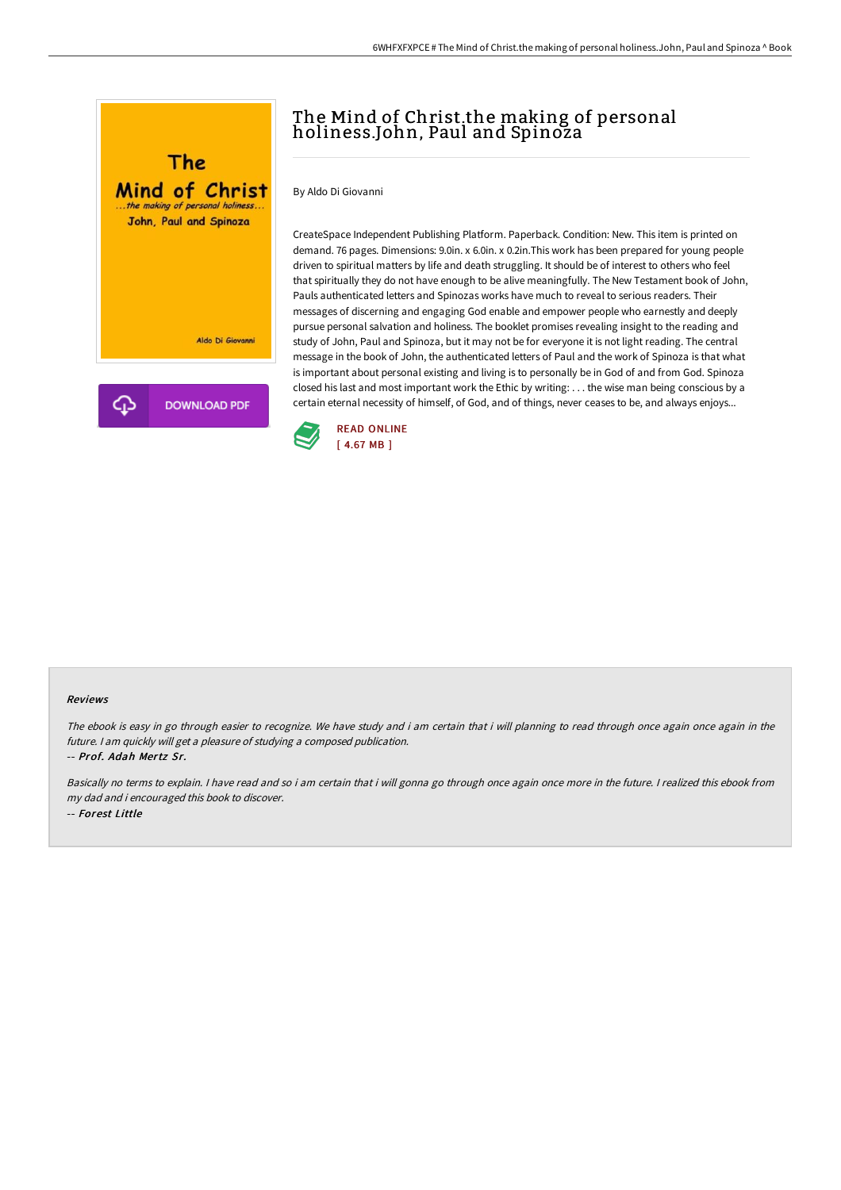# The Mind of Christ.the making of personal holiness.John, Paul and Spinoza

By Aldo Di Giovanni

CreateSpace Independent Publishing Platform. Paperback. Condition: New. This item is printed on demand. 76 pages. Dimensions: 9.0in. x 6.0in. x 0.2in.This work has been prepared for young people driven to spiritual matters by life and death struggling. It should be of interest to others who feel that spiritually they do not have enough to be alive meaningfully. The New Testament book of John, Pauls authenticated letters and Spinozas works have much to reveal to serious readers. Their messages of discerning and engaging God enable and empower people who earnestly and deeply pursue personal salvation and holiness. The booklet promises revealing insight to the reading and study of John, Paul and Spinoza, but it may not be for everyone it is not light reading. The central message in the book of John, the authenticated letters of Paul and the work of Spinoza is that what is important about personal existing and living is to personally be in God of and from God. Spinoza closed his last and most important work the Ethic by writing: . . . the wise man being conscious by a certain eternal necessity of himself, of God, and of things, never ceases to be, and always enjoys...

DOWNLOAD PDF

READ ONLINE
[ 4.67 MB ]

#### Reviews

*The ebook is easy in go through easier to recognize. We have study and i am certain that i will planning to read through once again once again in the future. I am quickly will get a pleasure of studying a composed publication.*
-- *Prof. Adah Mertz Sr.*

*Basically no terms to explain. I have read and so i am certain that i will gonna go through once again once more in the future. I realized this ebook from my dad and i encouraged this book to discover.*
-- *Forest Little*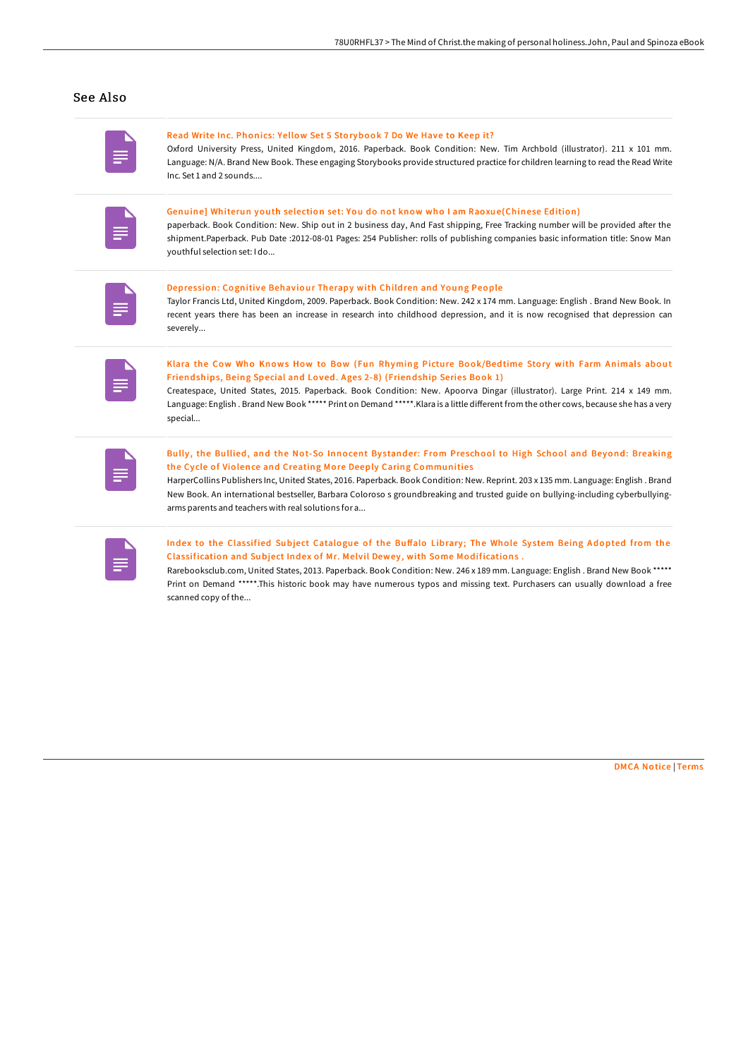## See Also

**Read Write Inc. Phonics: Yellow Set 5 Storybook 7 Do We Have to Keep it?**

Oxford University Press, United Kingdom, 2016. Paperback. Book Condition: New. Tim Archbold (illustrator). 211 x 101 mm. Language: N/A. Brand New Book. These engaging Storybooks provide structured practice for children learning to read the Read Write Inc. Set 1 and 2 sounds....

**Genuine] Whiterun youth selection set: You do not know who I am Raoxue(Chinese Edition)**

paperback. Book Condition: New. Ship out in 2 business day, And Fast shipping, Free Tracking number will be provided after the shipment.Paperback. Pub Date :2012-08-01 Pages: 254 Publisher: rolls of publishing companies basic information title: Snow Man youthful selection set: I do...

**Depression: Cognitive Behaviour Therapy with Children and Young People**

Taylor Francis Ltd, United Kingdom, 2009. Paperback. Book Condition: New. 242 x 174 mm. Language: English . Brand New Book. In recent years there has been an increase in research into childhood depression, and it is now recognised that depression can severely...

**Klara the Cow Who Knows How to Bow (Fun Rhyming Picture Book/Bedtime Story with Farm Animals about Friendships, Being Special and Loved. Ages 2-8) (Friendship Series Book 1)**

Createspace, United States, 2015. Paperback. Book Condition: New. Apoorva Dingar (illustrator). Large Print. 214 x 149 mm. Language: English . Brand New Book ***** Print on Demand *****.Klara is a little different from the other cows, because she has a very special...

**Bully, the Bullied, and the Not-So Innocent Bystander: From Preschool to High School and Beyond: Breaking the Cycle of Violence and Creating More Deeply Caring Communities**

HarperCollins Publishers Inc, United States, 2016. Paperback. Book Condition: New. Reprint. 203 x 135 mm. Language: English . Brand New Book. An international bestseller, Barbara Coloroso s groundbreaking and trusted guide on bullying-including cyberbullying-arms parents and teachers with real solutions for a...

**Index to the Classified Subject Catalogue of the Buffalo Library; The Whole System Being Adopted from the Classification and Subject Index of Mr. Melvil Dewey, with Some Modifications .**

Rarebooksclub.com, United States, 2013. Paperback. Book Condition: New. 246 x 189 mm. Language: English . Brand New Book ***** Print on Demand *****.This historic book may have numerous typos and missing text. Purchasers can usually download a free scanned copy of the...